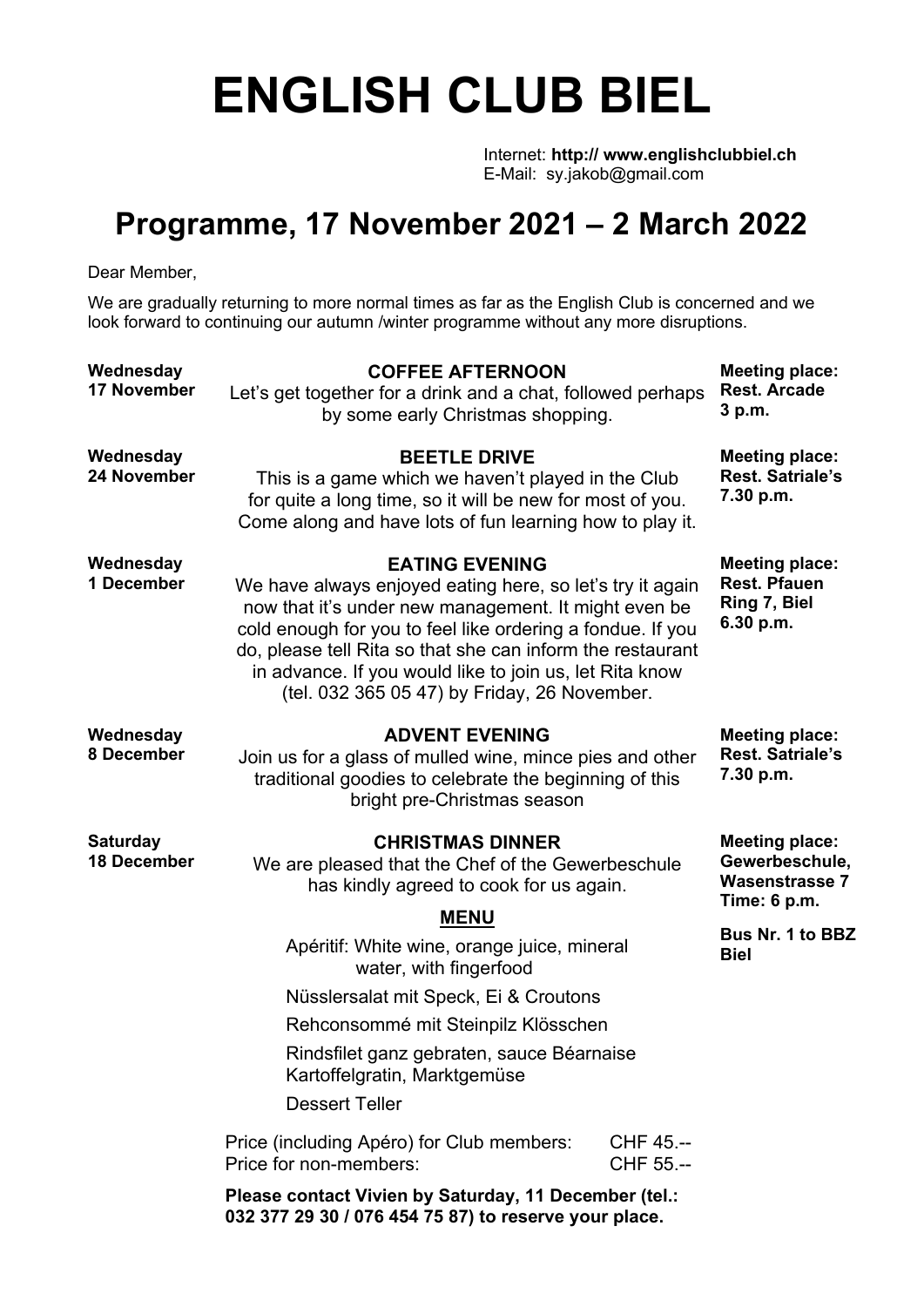# ENGLISH CLUB BIEL

Internet: **http:// www.englishclubbiel.ch**
E-Mail: sy.jakob@gmail.com

## Programme, 17 November 2021 – 2 March 2022

Dear Member,

We are gradually returning to more normal times as far as the English Club is concerned and we look forward to continuing our autumn /winter programme without any more disruptions.

**Wednesday 17 November**

**COFFEE AFTERNOON**

Let's get together for a drink and a chat, followed perhaps by some early Christmas shopping.

**Meeting place: Rest. Arcade 3 p.m.**

**Wednesday 24 November**

**BEETLE DRIVE**

This is a game which we haven't played in the Club for quite a long time, so it will be new for most of you. Come along and have lots of fun learning how to play it.

**Meeting place: Rest. Satriale's 7.30 p.m.**

**Wednesday 1 December**

**EATING EVENING**

We have always enjoyed eating here, so let's try it again now that it's under new management. It might even be cold enough for you to feel like ordering a fondue. If you do, please tell Rita so that she can inform the restaurant in advance. If you would like to join us, let Rita know (tel. 032 365 05 47) by Friday, 26 November.

**Meeting place: Rest. Pfauen Ring 7, Biel 6.30 p.m.**

**Wednesday 8 December**

**ADVENT EVENING**

Join us for a glass of mulled wine, mince pies and other traditional goodies to celebrate the beginning of this bright pre-Christmas season

**Meeting place: Rest. Satriale's 7.30 p.m.**

**Saturday 18 December**

**CHRISTMAS DINNER**

We are pleased that the Chef of the Gewerbeschule has kindly agreed to cook for us again.

**Meeting place: Gewerbeschule, Wasenstrasse 7 Time: 6 p.m.**

**Bus Nr. 1 to BBZ Biel**

**MENU**

Apéritif: White wine, orange juice, mineral water, with fingerfood

Nüsslersalat mit Speck, Ei & Croutons

Rehconsommé mit Steinpilz Klösschen

Rindsfilet ganz gebraten, sauce Béarnaise
Kartoffelgratin, Marktgemüse

Dessert Teller

| | |
|---|---|
| Price (including Apéro) for Club members: | CHF 45.-- |
| Price for non-members: | CHF 55.-- |

**Please contact Vivien by Saturday, 11 December (tel.: 032 377 29 30 / 076 454 75 87) to reserve your place.**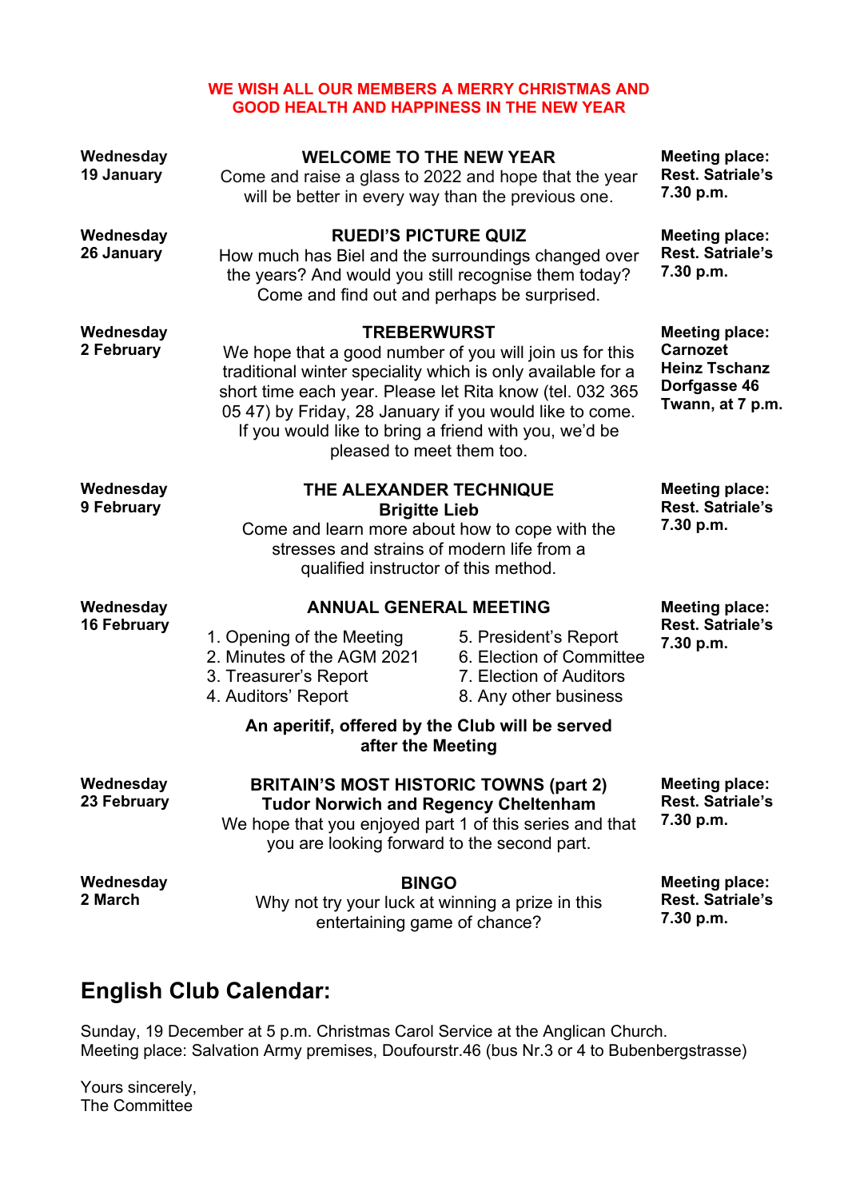**WE WISH ALL OUR MEMBERS A MERRY CHRISTMAS AND GOOD HEALTH AND HAPPINESS IN THE NEW YEAR**

| | | |
|---|---|---|
| **Wednesday 19 January** | **WELCOME TO THE NEW YEAR**<br>Come and raise a glass to 2022 and hope that the year will be better in every way than the previous one. | **Meeting place: Rest. Satriale's 7.30 p.m.** |
| **Wednesday 26 January** | **RUEDI'S PICTURE QUIZ**<br>How much has Biel and the surroundings changed over the years? And would you still recognise them today? Come and find out and perhaps be surprised. | **Meeting place: Rest. Satriale's 7.30 p.m.** |
| **Wednesday 2 February** | **TREBERWURST**<br>We hope that a good number of you will join us for this traditional winter speciality which is only available for a short time each year. Please let Rita know (tel. 032 365 05 47) by Friday, 28 January if you would like to come. If you would like to bring a friend with you, we'd be pleased to meet them too. | **Meeting place: Carnozet Heinz Tschanz Dorfgasse 46 Twann, at 7 p.m.** |
| **Wednesday 9 February** | **THE ALEXANDER TECHNIQUE**<br>**Brigitte Lieb**<br>Come and learn more about how to cope with the stresses and strains of modern life from a qualified instructor of this method. | **Meeting place: Rest. Satriale's 7.30 p.m.** |
| **Wednesday 16 February** | **ANNUAL GENERAL MEETING**<br>1. Opening of the Meeting<br>2. Minutes of the AGM 2021<br>3. Treasurer's Report<br>4. Auditors' Report<br>5. President's Report<br>6. Election of Committee<br>7. Election of Auditors<br>8. Any other business<br>**An aperitif, offered by the Club will be served after the Meeting** | **Meeting place: Rest. Satriale's 7.30 p.m.** |
| **Wednesday 23 February** | **BRITAIN'S MOST HISTORIC TOWNS (part 2)**<br>**Tudor Norwich and Regency Cheltenham**<br>We hope that you enjoyed part 1 of this series and that you are looking forward to the second part. | **Meeting place: Rest. Satriale's 7.30 p.m.** |
| **Wednesday 2 March** | **BINGO**<br>Why not try your luck at winning a prize in this entertaining game of chance? | **Meeting place: Rest. Satriale's 7.30 p.m.** |

## English Club Calendar:

Sunday, 19 December at 5 p.m. Christmas Carol Service at the Anglican Church.
Meeting place: Salvation Army premises, Doufourstr.46 (bus Nr.3 or 4 to Bubenbergstrasse)

Yours sincerely,
The Committee